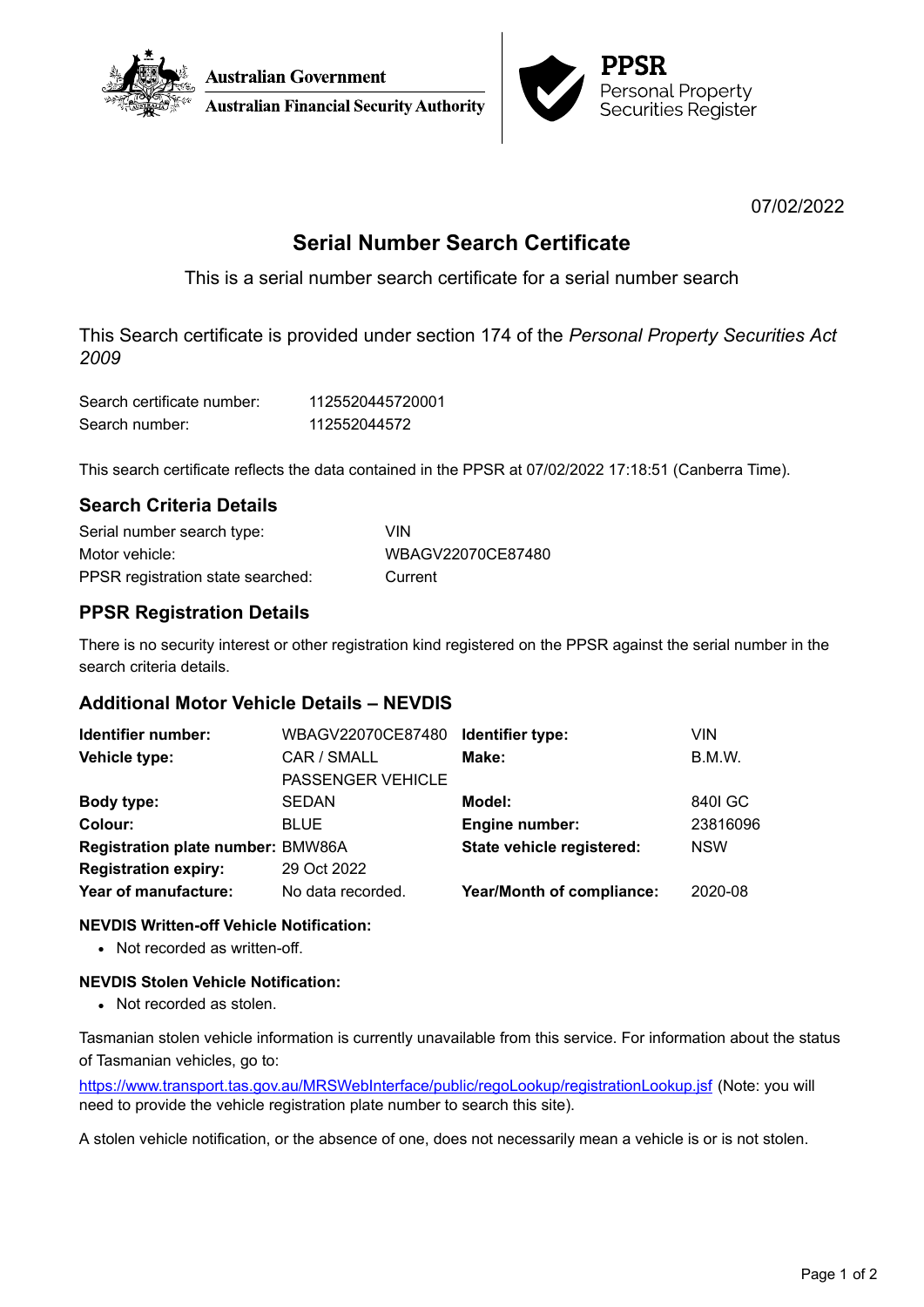Australian Government
Australian Financial Security Authority

**PPSR**
Personal Property
Securities Register

07/02/2022

# Serial Number Search Certificate

This is a serial number search certificate for a serial number search

This Search certificate is provided under section 174 of the *Personal Property Securities Act 2009*

| | |
|---|---|
| Search certificate number: | 1125520445720001 |
| Search number: | 112552044572 |

This search certificate reflects the data contained in the PPSR at 07/02/2022 17:18:51 (Canberra Time).

## Search Criteria Details

| | |
|---|---|
| Serial number search type: | VIN |
| Motor vehicle: | WBAGV22070CE87480 |
| PPSR registration state searched: | Current |

## PPSR Registration Details

There is no security interest or other registration kind registered on the PPSR against the serial number in the search criteria details.

## Additional Motor Vehicle Details – NEVDIS

| | | | |
|---|---|---|---|
| **Identifier number:** | WBAGV22070CE87480 | **Identifier type:** | VIN |
| **Vehicle type:** | CAR / SMALL PASSENGER VEHICLE | **Make:** | B.M.W. |
| **Body type:** | SEDAN | **Model:** | 840I GC |
| **Colour:** | BLUE | **Engine number:** | 23816096 |
| **Registration plate number:** | BMW86A | **State vehicle registered:** | NSW |
| **Registration expiry:** | 29 Oct 2022 | | |
| **Year of manufacture:** | No data recorded. | **Year/Month of compliance:** | 2020-08 |

### NEVDIS Written-off Vehicle Notification:

- Not recorded as written-off.

### NEVDIS Stolen Vehicle Notification:

- Not recorded as stolen.

Tasmanian stolen vehicle information is currently unavailable from this service. For information about the status of Tasmanian vehicles, go to:

https://www.transport.tas.gov.au/MRSWebInterface/public/regoLookup/registrationLookup.jsf (Note: you will need to provide the vehicle registration plate number to search this site).

A stolen vehicle notification, or the absence of one, does not necessarily mean a vehicle is or is not stolen.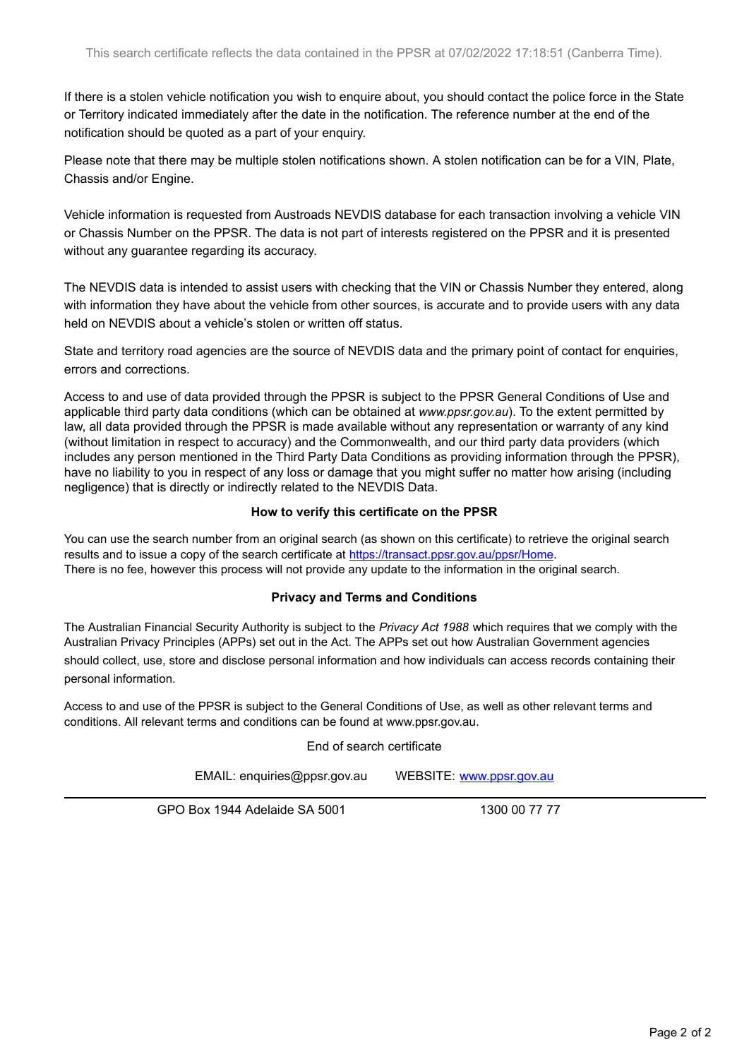This search certificate reflects the data contained in the PPSR at 07/02/2022 17:18:51 (Canberra Time).

If there is a stolen vehicle notification you wish to enquire about, you should contact the police force in the State or Territory indicated immediately after the date in the notification. The reference number at the end of the notification should be quoted as a part of your enquiry.

Please note that there may be multiple stolen notifications shown. A stolen notification can be for a VIN, Plate, Chassis and/or Engine.

Vehicle information is requested from Austroads NEVDIS database for each transaction involving a vehicle VIN or Chassis Number on the PPSR. The data is not part of interests registered on the PPSR and it is presented without any guarantee regarding its accuracy.

The NEVDIS data is intended to assist users with checking that the VIN or Chassis Number they entered, along with information they have about the vehicle from other sources, is accurate and to provide users with any data held on NEVDIS about a vehicle's stolen or written off status.

State and territory road agencies are the source of NEVDIS data and the primary point of contact for enquiries, errors and corrections.

Access to and use of data provided through the PPSR is subject to the PPSR General Conditions of Use and applicable third party data conditions (which can be obtained at *www.ppsr.gov.au*). To the extent permitted by law, all data provided through the PPSR is made available without any representation or warranty of any kind (without limitation in respect to accuracy) and the Commonwealth, and our third party data providers (which includes any person mentioned in the Third Party Data Conditions as providing information through the PPSR), have no liability to you in respect of any loss or damage that you might suffer no matter how arising (including negligence) that is directly or indirectly related to the NEVDIS Data.

**How to verify this certificate on the PPSR**

You can use the search number from an original search (as shown on this certificate) to retrieve the original search results and to issue a copy of the search certificate at https://transact.ppsr.gov.au/ppsr/Home.
There is no fee, however this process will not provide any update to the information in the original search.

**Privacy and Terms and Conditions**

The Australian Financial Security Authority is subject to the *Privacy Act 1988* which requires that we comply with the Australian Privacy Principles (APPs) set out in the Act. The APPs set out how Australian Government agencies should collect, use, store and disclose personal information and how individuals can access records containing their personal information.

Access to and use of the PPSR is subject to the General Conditions of Use, as well as other relevant terms and conditions. All relevant terms and conditions can be found at www.ppsr.gov.au.

End of search certificate

EMAIL: enquiries@ppsr.gov.au WEBSITE: www.ppsr.gov.au

GPO Box 1944 Adelaide SA 5001 1300 00 77 77